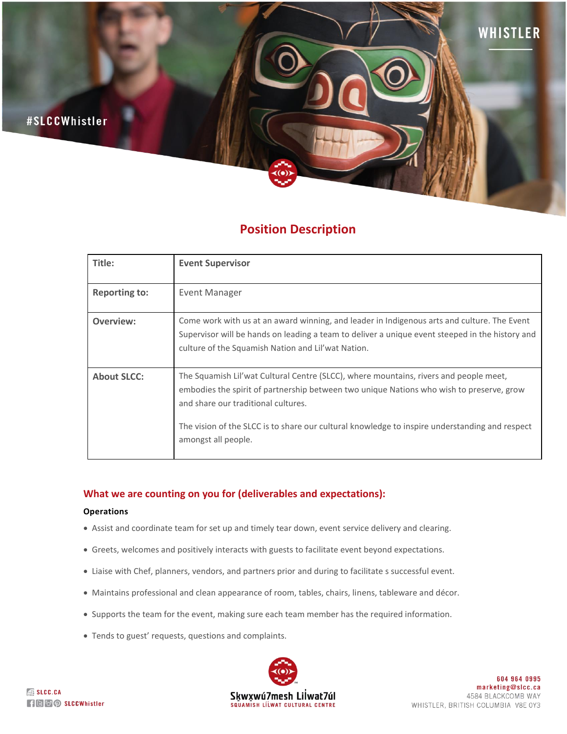# Position Description

| Title: | **Event Supervisor** |
|---|---|
| Reporting to: | Event Manager |
| Overview: | Come work with us at an award winning, and leader in Indigenous arts and culture. The Event Supervisor will be hands on leading a team to deliver a unique event steeped in the history and culture of the Squamish Nation and Lil'wat Nation. |
| About SLCC: | The Squamish Lil'wat Cultural Centre (SLCC), where mountains, rivers and people meet, embodies the spirit of partnership between two unique Nations who wish to preserve, grow and share our traditional cultures.<br><br>The vision of the SLCC is to share our cultural knowledge to inspire understanding and respect amongst all people. |

## What we are counting on you for (deliverables and expectations):

**Operations**

- Assist and coordinate team for set up and timely tear down, event service delivery and clearing.
- Greets, welcomes and positively interacts with guests to facilitate event beyond expectations.
- Liaise with Chef, planners, vendors, and partners prior and during to facilitate s successful event.
- Maintains professional and clean appearance of room, tables, chairs, linens, tableware and décor.
- Supports the team for the event, making sure each team member has the required information.
- Tends to guest' requests, questions and complaints.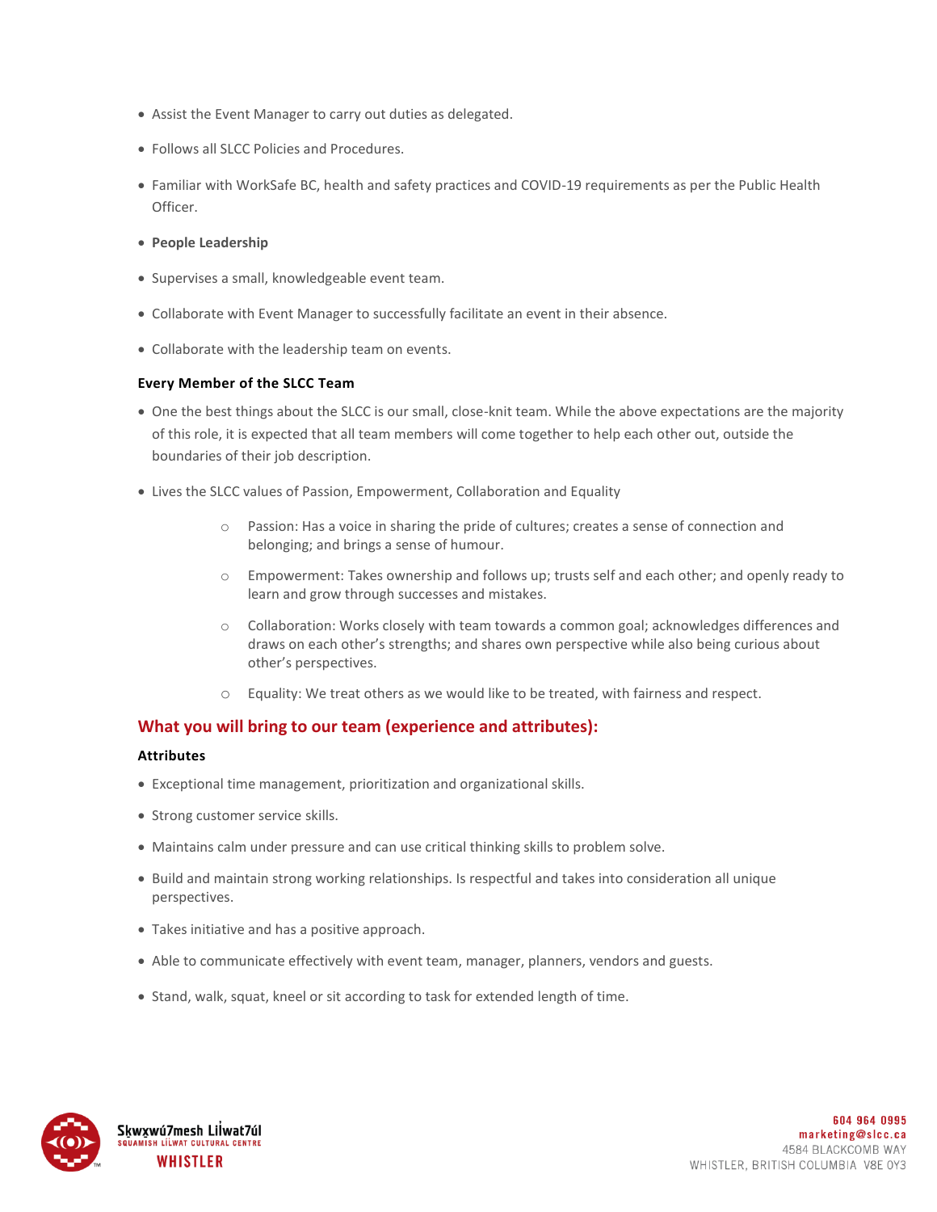- Assist the Event Manager to carry out duties as delegated.
- Follows all SLCC Policies and Procedures.
- Familiar with WorkSafe BC, health and safety practices and COVID-19 requirements as per the Public Health Officer.
- **People Leadership**
- Supervises a small, knowledgeable event team.
- Collaborate with Event Manager to successfully facilitate an event in their absence.
- Collaborate with the leadership team on events.

**Every Member of the SLCC Team**

- One the best things about the SLCC is our small, close-knit team. While the above expectations are the majority of this role, it is expected that all team members will come together to help each other out, outside the boundaries of their job description.
- Lives the SLCC values of Passion, Empowerment, Collaboration and Equality
  - Passion: Has a voice in sharing the pride of cultures; creates a sense of connection and belonging; and brings a sense of humour.
  - Empowerment: Takes ownership and follows up; trusts self and each other; and openly ready to learn and grow through successes and mistakes.
  - Collaboration: Works closely with team towards a common goal; acknowledges differences and draws on each other's strengths; and shares own perspective while also being curious about other's perspectives.
  - Equality: We treat others as we would like to be treated, with fairness and respect.

## What you will bring to our team (experience and attributes):

**Attributes**

- Exceptional time management, prioritization and organizational skills.
- Strong customer service skills.
- Maintains calm under pressure and can use critical thinking skills to problem solve.
- Build and maintain strong working relationships. Is respectful and takes into consideration all unique perspectives.
- Takes initiative and has a positive approach.
- Able to communicate effectively with event team, manager, planners, vendors and guests.
- Stand, walk, squat, kneel or sit according to task for extended length of time.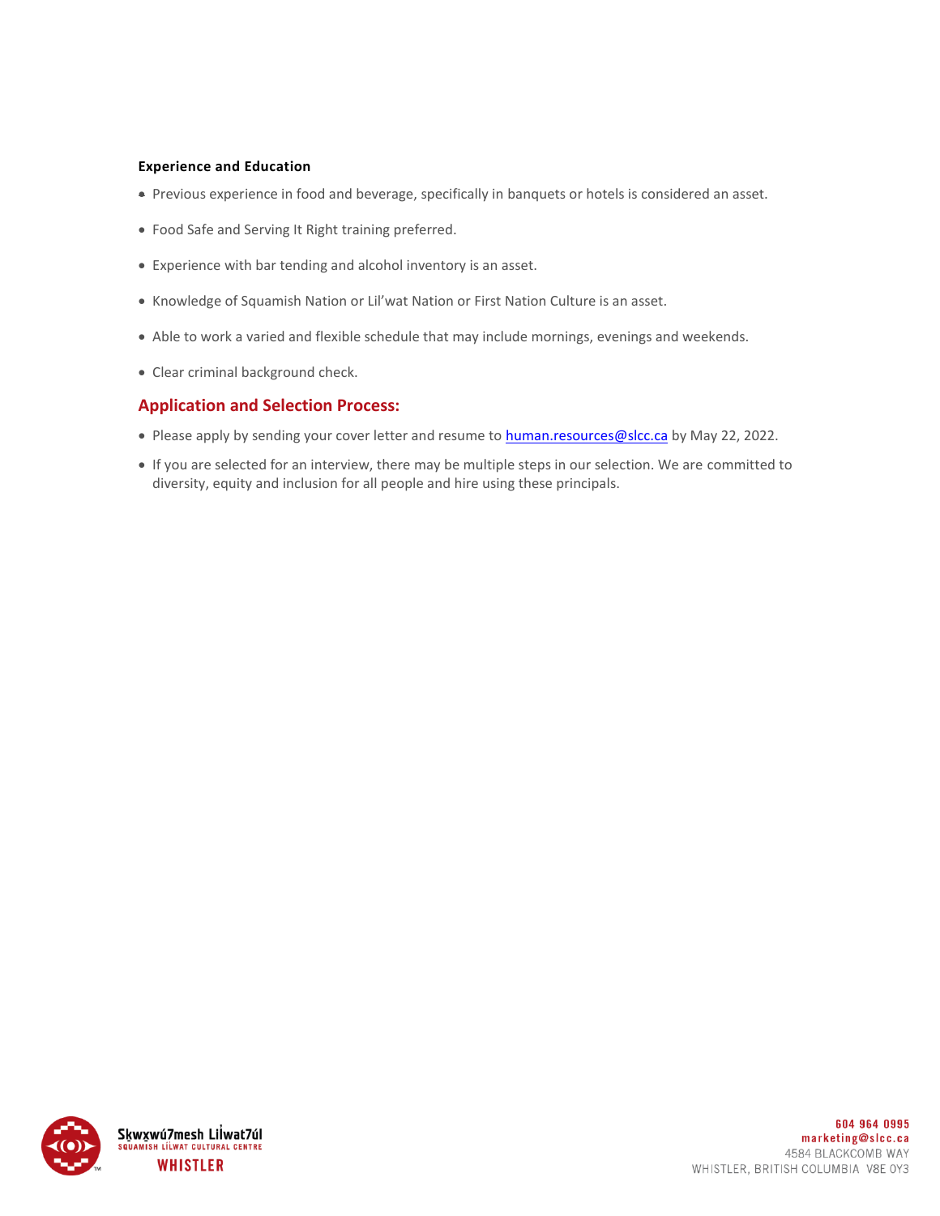**Experience and Education**

- Previous experience in food and beverage, specifically in banquets or hotels is considered an asset.
- Food Safe and Serving It Right training preferred.
- Experience with bar tending and alcohol inventory is an asset.
- Knowledge of Squamish Nation or Lil'wat Nation or First Nation Culture is an asset.
- Able to work a varied and flexible schedule that may include mornings, evenings and weekends.
- Clear criminal background check.

## Application and Selection Process:

- Please apply by sending your cover letter and resume to human.resources@slcc.ca by May 22, 2022.
- If you are selected for an interview, there may be multiple steps in our selection. We are committed to diversity, equity and inclusion for all people and hire using these principals.